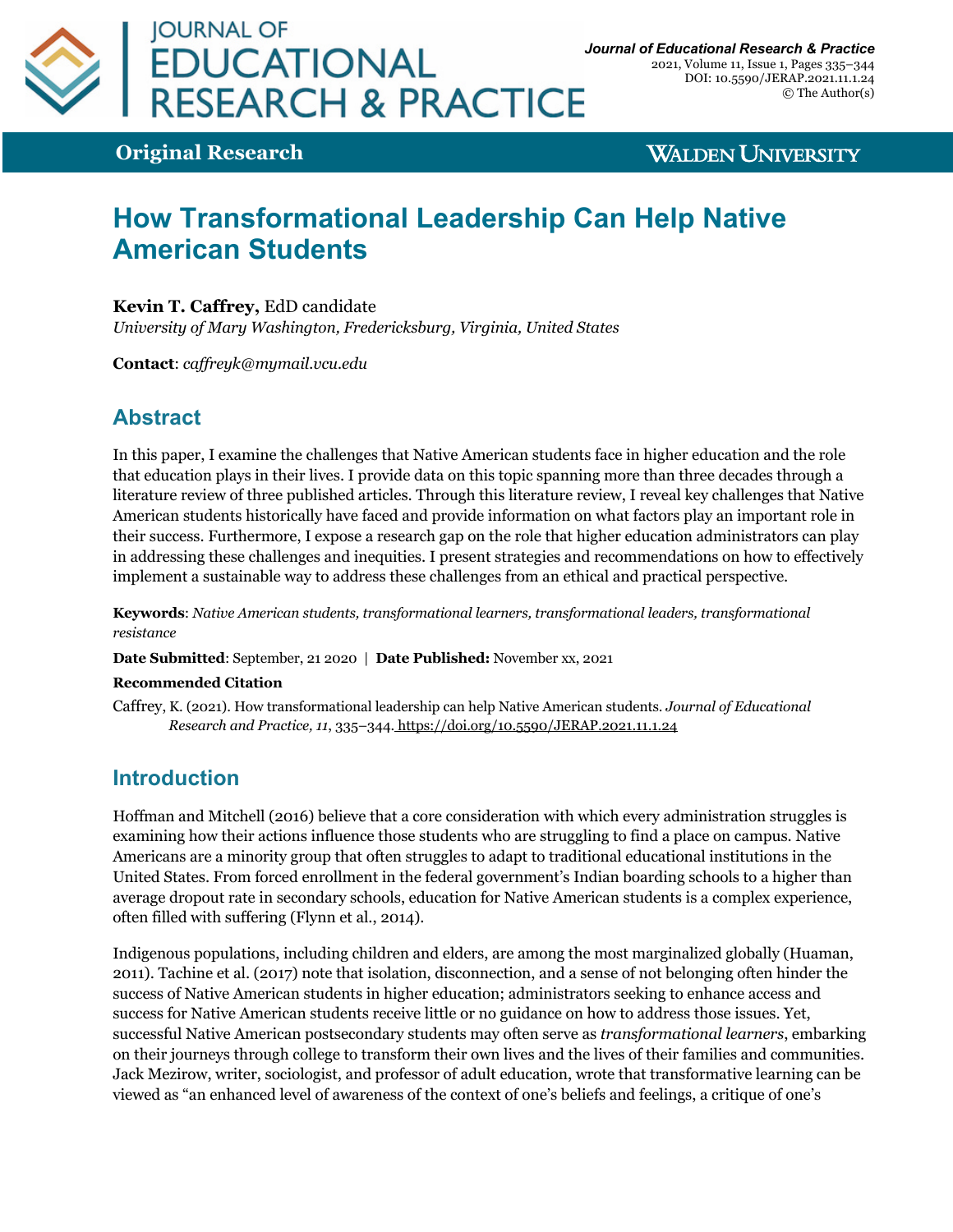**Original Research**

# How Transformational Leadership Can Help Native American Students

**Kevin T. Caffrey,** EdD candidate
*University of Mary Washington, Fredericksburg, Virginia, United States*

**Contact**: *caffreyk@mymail.vcu.edu*

## Abstract

In this paper, I examine the challenges that Native American students face in higher education and the role that education plays in their lives. I provide data on this topic spanning more than three decades through a literature review of three published articles. Through this literature review, I reveal key challenges that Native American students historically have faced and provide information on what factors play an important role in their success. Furthermore, I expose a research gap on the role that higher education administrators can play in addressing these challenges and inequities. I present strategies and recommendations on how to effectively implement a sustainable way to address these challenges from an ethical and practical perspective.

**Keywords**: *Native American students, transformational learners, transformational leaders, transformational resistance*

**Date Submitted**: September, 21 2020 | **Date Published:** November xx, 2021

**Recommended Citation**

Caffrey, K. (2021). How transformational leadership can help Native American students. *Journal of Educational Research and Practice, 11*, 335–344. https://doi.org/10.5590/JERAP.2021.11.1.24

## Introduction

Hoffman and Mitchell (2016) believe that a core consideration with which every administration struggles is examining how their actions influence those students who are struggling to find a place on campus. Native Americans are a minority group that often struggles to adapt to traditional educational institutions in the United States. From forced enrollment in the federal government's Indian boarding schools to a higher than average dropout rate in secondary schools, education for Native American students is a complex experience, often filled with suffering (Flynn et al., 2014).

Indigenous populations, including children and elders, are among the most marginalized globally (Huaman, 2011). Tachine et al. (2017) note that isolation, disconnection, and a sense of not belonging often hinder the success of Native American students in higher education; administrators seeking to enhance access and success for Native American students receive little or no guidance on how to address those issues. Yet, successful Native American postsecondary students may often serve as *transformational learners*, embarking on their journeys through college to transform their own lives and the lives of their families and communities. Jack Mezirow, writer, sociologist, and professor of adult education, wrote that transformative learning can be viewed as "an enhanced level of awareness of the context of one's beliefs and feelings, a critique of one's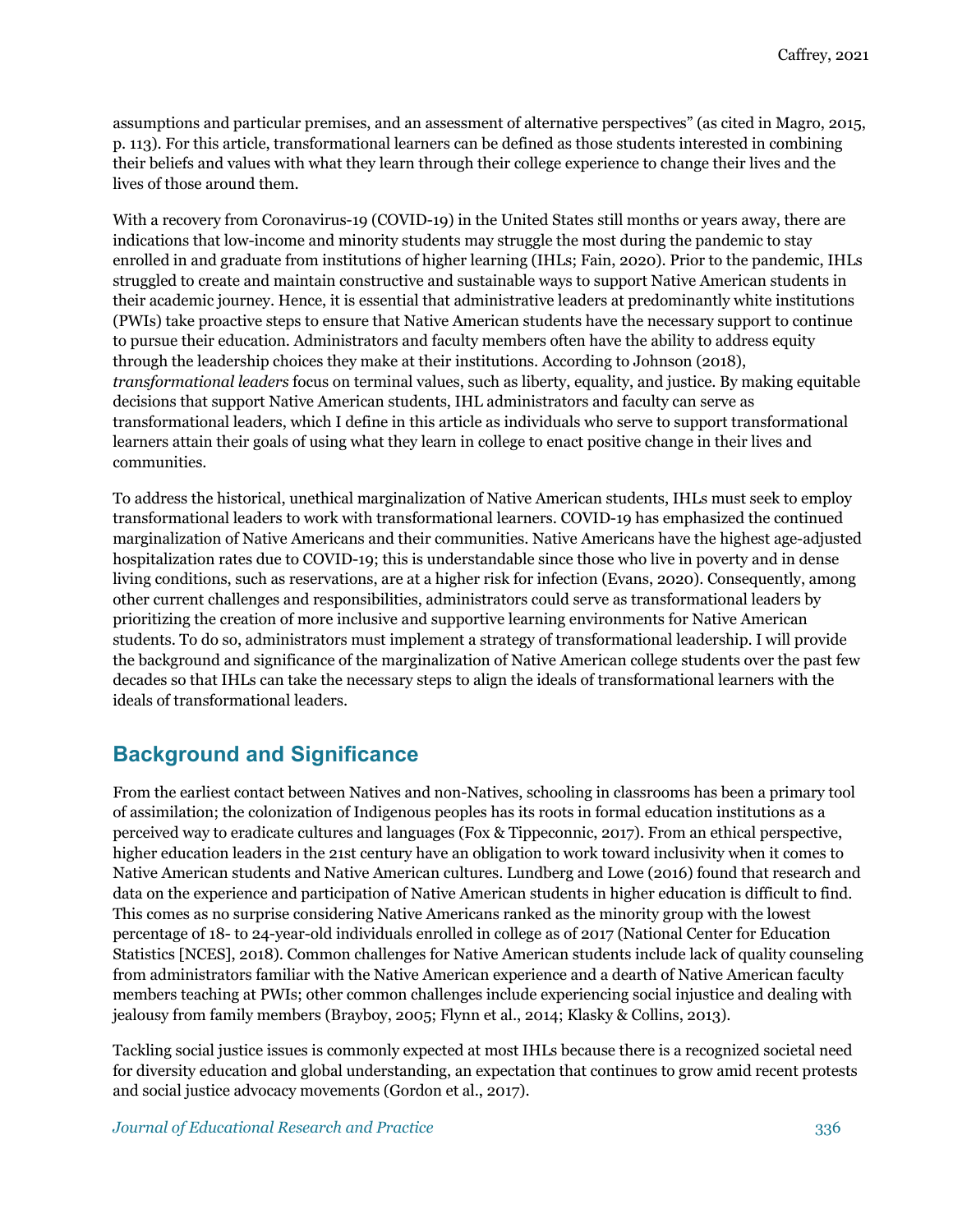assumptions and particular premises, and an assessment of alternative perspectives" (as cited in Magro, 2015, p. 113). For this article, transformational learners can be defined as those students interested in combining their beliefs and values with what they learn through their college experience to change their lives and the lives of those around them.

With a recovery from Coronavirus-19 (COVID-19) in the United States still months or years away, there are indications that low-income and minority students may struggle the most during the pandemic to stay enrolled in and graduate from institutions of higher learning (IHLs; Fain, 2020). Prior to the pandemic, IHLs struggled to create and maintain constructive and sustainable ways to support Native American students in their academic journey. Hence, it is essential that administrative leaders at predominantly white institutions (PWIs) take proactive steps to ensure that Native American students have the necessary support to continue to pursue their education. Administrators and faculty members often have the ability to address equity through the leadership choices they make at their institutions. According to Johnson (2018), *transformational leaders* focus on terminal values, such as liberty, equality, and justice. By making equitable decisions that support Native American students, IHL administrators and faculty can serve as transformational leaders, which I define in this article as individuals who serve to support transformational learners attain their goals of using what they learn in college to enact positive change in their lives and communities.

To address the historical, unethical marginalization of Native American students, IHLs must seek to employ transformational leaders to work with transformational learners. COVID-19 has emphasized the continued marginalization of Native Americans and their communities. Native Americans have the highest age-adjusted hospitalization rates due to COVID-19; this is understandable since those who live in poverty and in dense living conditions, such as reservations, are at a higher risk for infection (Evans, 2020). Consequently, among other current challenges and responsibilities, administrators could serve as transformational leaders by prioritizing the creation of more inclusive and supportive learning environments for Native American students. To do so, administrators must implement a strategy of transformational leadership. I will provide the background and significance of the marginalization of Native American college students over the past few decades so that IHLs can take the necessary steps to align the ideals of transformational learners with the ideals of transformational leaders.

## Background and Significance

From the earliest contact between Natives and non-Natives, schooling in classrooms has been a primary tool of assimilation; the colonization of Indigenous peoples has its roots in formal education institutions as a perceived way to eradicate cultures and languages (Fox & Tippeconnic, 2017). From an ethical perspective, higher education leaders in the 21st century have an obligation to work toward inclusivity when it comes to Native American students and Native American cultures. Lundberg and Lowe (2016) found that research and data on the experience and participation of Native American students in higher education is difficult to find. This comes as no surprise considering Native Americans ranked as the minority group with the lowest percentage of 18- to 24-year-old individuals enrolled in college as of 2017 (National Center for Education Statistics [NCES], 2018). Common challenges for Native American students include lack of quality counseling from administrators familiar with the Native American experience and a dearth of Native American faculty members teaching at PWIs; other common challenges include experiencing social injustice and dealing with jealousy from family members (Brayboy, 2005; Flynn et al., 2014; Klasky & Collins, 2013).

Tackling social justice issues is commonly expected at most IHLs because there is a recognized societal need for diversity education and global understanding, an expectation that continues to grow amid recent protests and social justice advocacy movements (Gordon et al., 2017).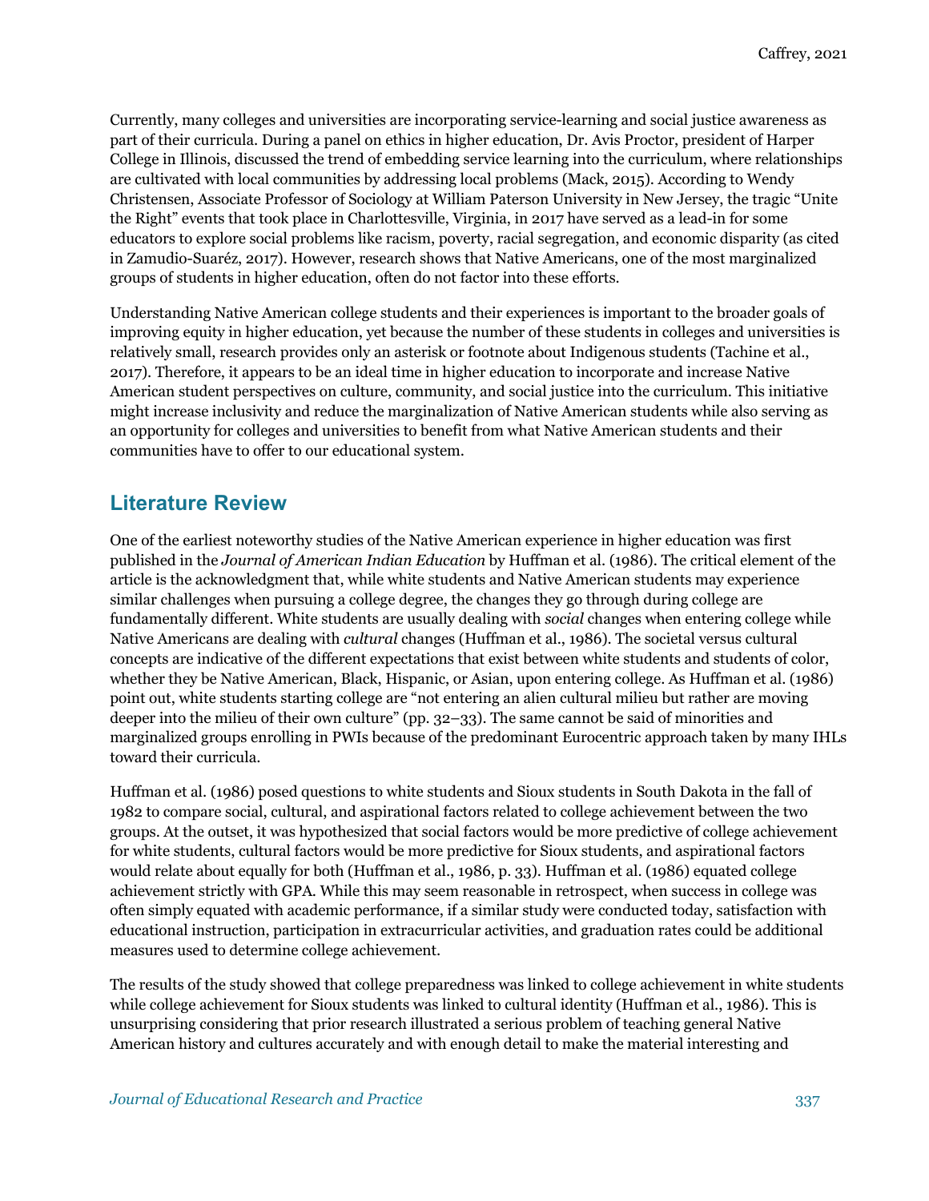Currently, many colleges and universities are incorporating service-learning and social justice awareness as part of their curricula. During a panel on ethics in higher education, Dr. Avis Proctor, president of Harper College in Illinois, discussed the trend of embedding service learning into the curriculum, where relationships are cultivated with local communities by addressing local problems (Mack, 2015). According to Wendy Christensen, Associate Professor of Sociology at William Paterson University in New Jersey, the tragic "Unite the Right" events that took place in Charlottesville, Virginia, in 2017 have served as a lead-in for some educators to explore social problems like racism, poverty, racial segregation, and economic disparity (as cited in Zamudio-Suaréz, 2017). However, research shows that Native Americans, one of the most marginalized groups of students in higher education, often do not factor into these efforts.

Understanding Native American college students and their experiences is important to the broader goals of improving equity in higher education, yet because the number of these students in colleges and universities is relatively small, research provides only an asterisk or footnote about Indigenous students (Tachine et al., 2017). Therefore, it appears to be an ideal time in higher education to incorporate and increase Native American student perspectives on culture, community, and social justice into the curriculum. This initiative might increase inclusivity and reduce the marginalization of Native American students while also serving as an opportunity for colleges and universities to benefit from what Native American students and their communities have to offer to our educational system.

## Literature Review

One of the earliest noteworthy studies of the Native American experience in higher education was first published in the *Journal of American Indian Education* by Huffman et al. (1986). The critical element of the article is the acknowledgment that, while white students and Native American students may experience similar challenges when pursuing a college degree, the changes they go through during college are fundamentally different. White students are usually dealing with *social* changes when entering college while Native Americans are dealing with *cultural* changes (Huffman et al., 1986). The societal versus cultural concepts are indicative of the different expectations that exist between white students and students of color, whether they be Native American, Black, Hispanic, or Asian, upon entering college. As Huffman et al. (1986) point out, white students starting college are "not entering an alien cultural milieu but rather are moving deeper into the milieu of their own culture" (pp. 32–33). The same cannot be said of minorities and marginalized groups enrolling in PWIs because of the predominant Eurocentric approach taken by many IHLs toward their curricula.

Huffman et al. (1986) posed questions to white students and Sioux students in South Dakota in the fall of 1982 to compare social, cultural, and aspirational factors related to college achievement between the two groups. At the outset, it was hypothesized that social factors would be more predictive of college achievement for white students, cultural factors would be more predictive for Sioux students, and aspirational factors would relate about equally for both (Huffman et al., 1986, p. 33). Huffman et al. (1986) equated college achievement strictly with GPA. While this may seem reasonable in retrospect, when success in college was often simply equated with academic performance, if a similar study were conducted today, satisfaction with educational instruction, participation in extracurricular activities, and graduation rates could be additional measures used to determine college achievement.

The results of the study showed that college preparedness was linked to college achievement in white students while college achievement for Sioux students was linked to cultural identity (Huffman et al., 1986). This is unsurprising considering that prior research illustrated a serious problem of teaching general Native American history and cultures accurately and with enough detail to make the material interesting and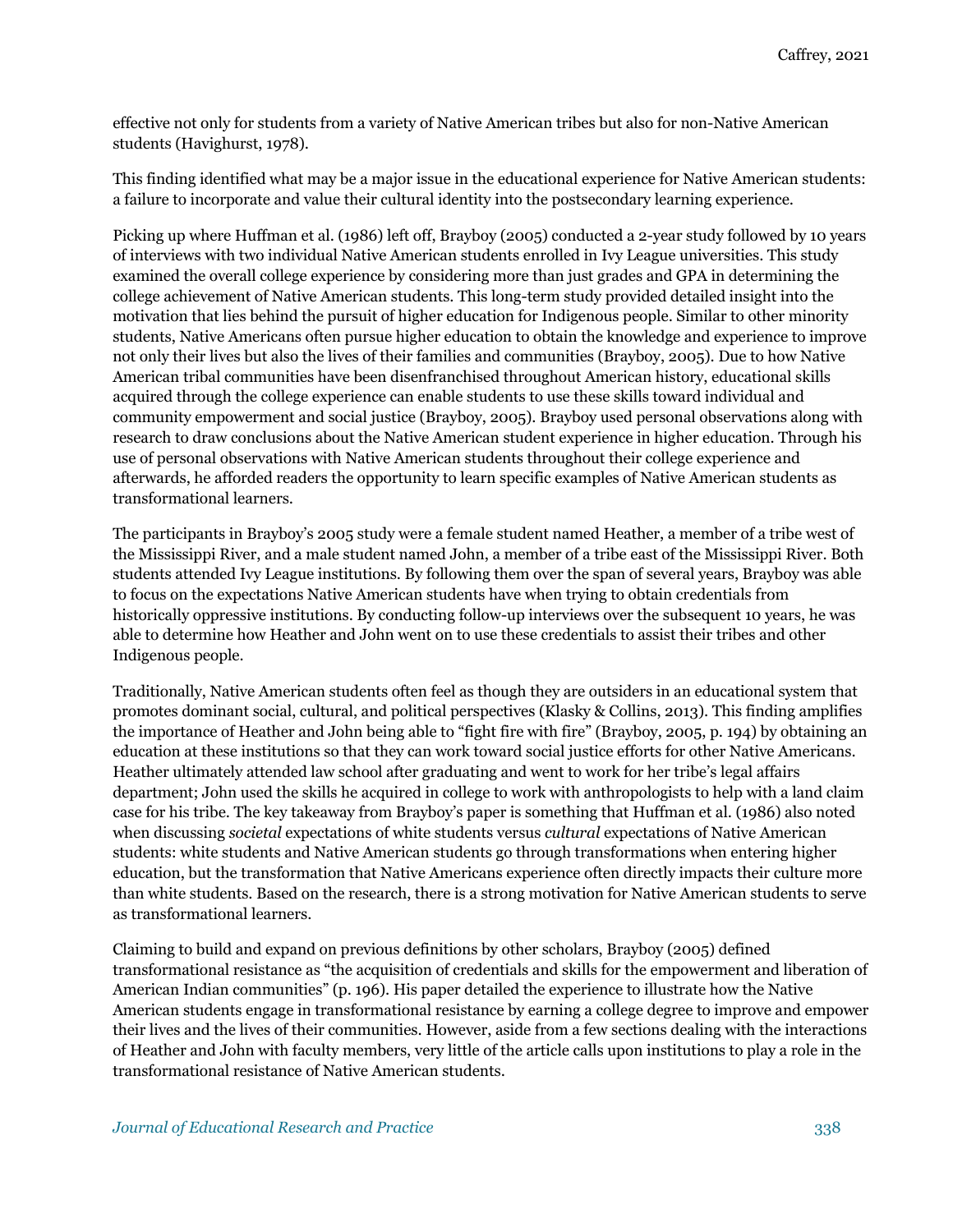effective not only for students from a variety of Native American tribes but also for non-Native American students (Havighurst, 1978).

This finding identified what may be a major issue in the educational experience for Native American students: a failure to incorporate and value their cultural identity into the postsecondary learning experience.

Picking up where Huffman et al. (1986) left off, Brayboy (2005) conducted a 2-year study followed by 10 years of interviews with two individual Native American students enrolled in Ivy League universities. This study examined the overall college experience by considering more than just grades and GPA in determining the college achievement of Native American students. This long-term study provided detailed insight into the motivation that lies behind the pursuit of higher education for Indigenous people. Similar to other minority students, Native Americans often pursue higher education to obtain the knowledge and experience to improve not only their lives but also the lives of their families and communities (Brayboy, 2005). Due to how Native American tribal communities have been disenfranchised throughout American history, educational skills acquired through the college experience can enable students to use these skills toward individual and community empowerment and social justice (Brayboy, 2005). Brayboy used personal observations along with research to draw conclusions about the Native American student experience in higher education. Through his use of personal observations with Native American students throughout their college experience and afterwards, he afforded readers the opportunity to learn specific examples of Native American students as transformational learners.

The participants in Brayboy's 2005 study were a female student named Heather, a member of a tribe west of the Mississippi River, and a male student named John, a member of a tribe east of the Mississippi River. Both students attended Ivy League institutions. By following them over the span of several years, Brayboy was able to focus on the expectations Native American students have when trying to obtain credentials from historically oppressive institutions. By conducting follow-up interviews over the subsequent 10 years, he was able to determine how Heather and John went on to use these credentials to assist their tribes and other Indigenous people.

Traditionally, Native American students often feel as though they are outsiders in an educational system that promotes dominant social, cultural, and political perspectives (Klasky & Collins, 2013). This finding amplifies the importance of Heather and John being able to "fight fire with fire" (Brayboy, 2005, p. 194) by obtaining an education at these institutions so that they can work toward social justice efforts for other Native Americans. Heather ultimately attended law school after graduating and went to work for her tribe's legal affairs department; John used the skills he acquired in college to work with anthropologists to help with a land claim case for his tribe. The key takeaway from Brayboy's paper is something that Huffman et al. (1986) also noted when discussing *societal* expectations of white students versus *cultural* expectations of Native American students: white students and Native American students go through transformations when entering higher education, but the transformation that Native Americans experience often directly impacts their culture more than white students. Based on the research, there is a strong motivation for Native American students to serve as transformational learners.

Claiming to build and expand on previous definitions by other scholars, Brayboy (2005) defined transformational resistance as "the acquisition of credentials and skills for the empowerment and liberation of American Indian communities" (p. 196). His paper detailed the experience to illustrate how the Native American students engage in transformational resistance by earning a college degree to improve and empower their lives and the lives of their communities. However, aside from a few sections dealing with the interactions of Heather and John with faculty members, very little of the article calls upon institutions to play a role in the transformational resistance of Native American students.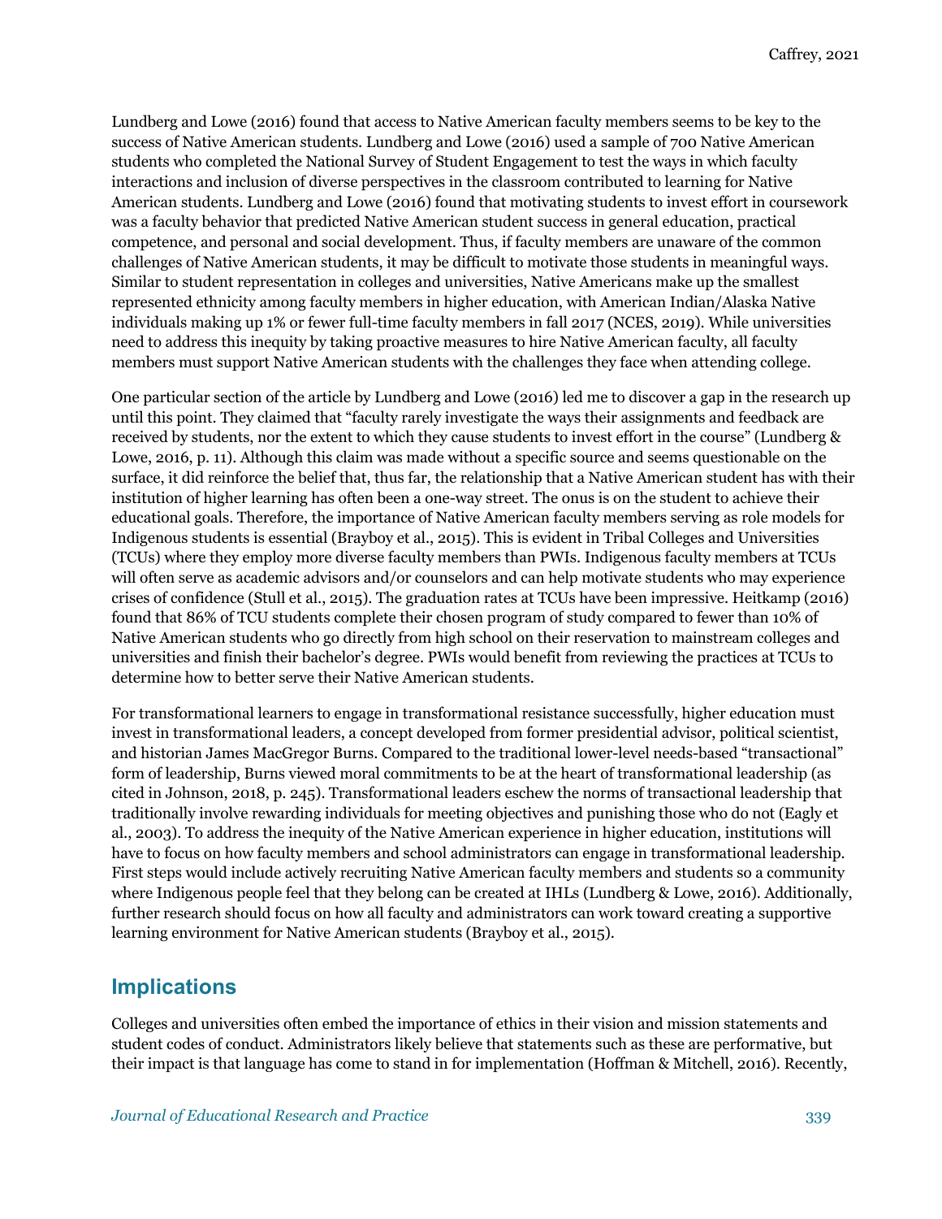Lundberg and Lowe (2016) found that access to Native American faculty members seems to be key to the success of Native American students. Lundberg and Lowe (2016) used a sample of 700 Native American students who completed the National Survey of Student Engagement to test the ways in which faculty interactions and inclusion of diverse perspectives in the classroom contributed to learning for Native American students. Lundberg and Lowe (2016) found that motivating students to invest effort in coursework was a faculty behavior that predicted Native American student success in general education, practical competence, and personal and social development. Thus, if faculty members are unaware of the common challenges of Native American students, it may be difficult to motivate those students in meaningful ways. Similar to student representation in colleges and universities, Native Americans make up the smallest represented ethnicity among faculty members in higher education, with American Indian/Alaska Native individuals making up 1% or fewer full-time faculty members in fall 2017 (NCES, 2019). While universities need to address this inequity by taking proactive measures to hire Native American faculty, all faculty members must support Native American students with the challenges they face when attending college.

One particular section of the article by Lundberg and Lowe (2016) led me to discover a gap in the research up until this point. They claimed that "faculty rarely investigate the ways their assignments and feedback are received by students, nor the extent to which they cause students to invest effort in the course" (Lundberg & Lowe, 2016, p. 11). Although this claim was made without a specific source and seems questionable on the surface, it did reinforce the belief that, thus far, the relationship that a Native American student has with their institution of higher learning has often been a one-way street. The onus is on the student to achieve their educational goals. Therefore, the importance of Native American faculty members serving as role models for Indigenous students is essential (Brayboy et al., 2015). This is evident in Tribal Colleges and Universities (TCUs) where they employ more diverse faculty members than PWIs. Indigenous faculty members at TCUs will often serve as academic advisors and/or counselors and can help motivate students who may experience crises of confidence (Stull et al., 2015). The graduation rates at TCUs have been impressive. Heitkamp (2016) found that 86% of TCU students complete their chosen program of study compared to fewer than 10% of Native American students who go directly from high school on their reservation to mainstream colleges and universities and finish their bachelor's degree. PWIs would benefit from reviewing the practices at TCUs to determine how to better serve their Native American students.

For transformational learners to engage in transformational resistance successfully, higher education must invest in transformational leaders, a concept developed from former presidential advisor, political scientist, and historian James MacGregor Burns. Compared to the traditional lower-level needs-based "transactional" form of leadership, Burns viewed moral commitments to be at the heart of transformational leadership (as cited in Johnson, 2018, p. 245). Transformational leaders eschew the norms of transactional leadership that traditionally involve rewarding individuals for meeting objectives and punishing those who do not (Eagly et al., 2003). To address the inequity of the Native American experience in higher education, institutions will have to focus on how faculty members and school administrators can engage in transformational leadership. First steps would include actively recruiting Native American faculty members and students so a community where Indigenous people feel that they belong can be created at IHLs (Lundberg & Lowe, 2016). Additionally, further research should focus on how all faculty and administrators can work toward creating a supportive learning environment for Native American students (Brayboy et al., 2015).

## Implications

Colleges and universities often embed the importance of ethics in their vision and mission statements and student codes of conduct. Administrators likely believe that statements such as these are performative, but their impact is that language has come to stand in for implementation (Hoffman & Mitchell, 2016). Recently,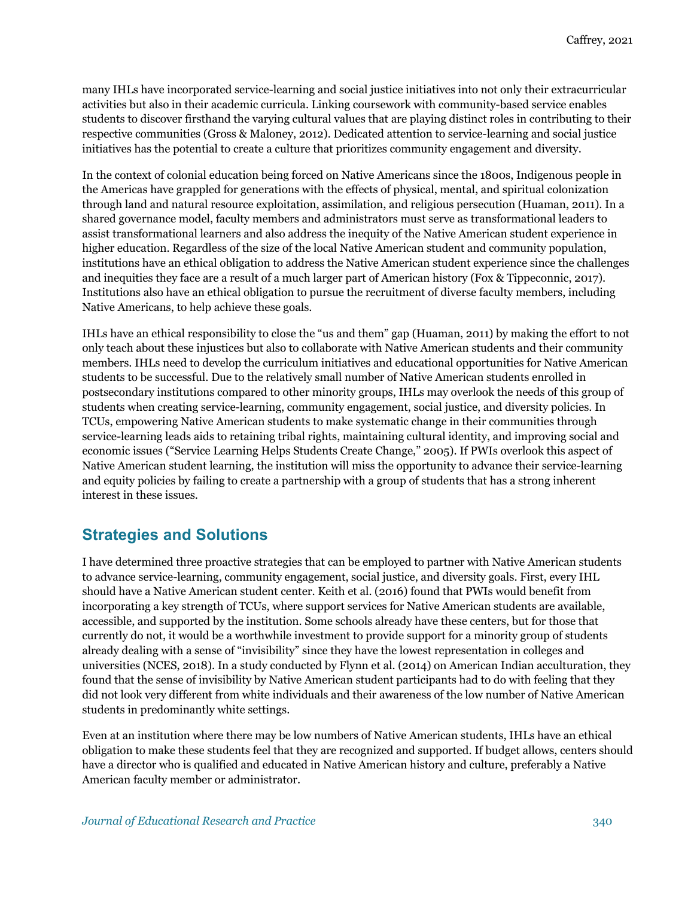many IHLs have incorporated service-learning and social justice initiatives into not only their extracurricular activities but also in their academic curricula. Linking coursework with community-based service enables students to discover firsthand the varying cultural values that are playing distinct roles in contributing to their respective communities (Gross & Maloney, 2012). Dedicated attention to service-learning and social justice initiatives has the potential to create a culture that prioritizes community engagement and diversity.

In the context of colonial education being forced on Native Americans since the 1800s, Indigenous people in the Americas have grappled for generations with the effects of physical, mental, and spiritual colonization through land and natural resource exploitation, assimilation, and religious persecution (Huaman, 2011). In a shared governance model, faculty members and administrators must serve as transformational leaders to assist transformational learners and also address the inequity of the Native American student experience in higher education. Regardless of the size of the local Native American student and community population, institutions have an ethical obligation to address the Native American student experience since the challenges and inequities they face are a result of a much larger part of American history (Fox & Tippeconnic, 2017). Institutions also have an ethical obligation to pursue the recruitment of diverse faculty members, including Native Americans, to help achieve these goals.

IHLs have an ethical responsibility to close the "us and them" gap (Huaman, 2011) by making the effort to not only teach about these injustices but also to collaborate with Native American students and their community members. IHLs need to develop the curriculum initiatives and educational opportunities for Native American students to be successful. Due to the relatively small number of Native American students enrolled in postsecondary institutions compared to other minority groups, IHLs may overlook the needs of this group of students when creating service-learning, community engagement, social justice, and diversity policies. In TCUs, empowering Native American students to make systematic change in their communities through service-learning leads aids to retaining tribal rights, maintaining cultural identity, and improving social and economic issues ("Service Learning Helps Students Create Change," 2005). If PWIs overlook this aspect of Native American student learning, the institution will miss the opportunity to advance their service-learning and equity policies by failing to create a partnership with a group of students that has a strong inherent interest in these issues.

## Strategies and Solutions

I have determined three proactive strategies that can be employed to partner with Native American students to advance service-learning, community engagement, social justice, and diversity goals. First, every IHL should have a Native American student center. Keith et al. (2016) found that PWIs would benefit from incorporating a key strength of TCUs, where support services for Native American students are available, accessible, and supported by the institution. Some schools already have these centers, but for those that currently do not, it would be a worthwhile investment to provide support for a minority group of students already dealing with a sense of "invisibility" since they have the lowest representation in colleges and universities (NCES, 2018). In a study conducted by Flynn et al. (2014) on American Indian acculturation, they found that the sense of invisibility by Native American student participants had to do with feeling that they did not look very different from white individuals and their awareness of the low number of Native American students in predominantly white settings.

Even at an institution where there may be low numbers of Native American students, IHLs have an ethical obligation to make these students feel that they are recognized and supported. If budget allows, centers should have a director who is qualified and educated in Native American history and culture, preferably a Native American faculty member or administrator.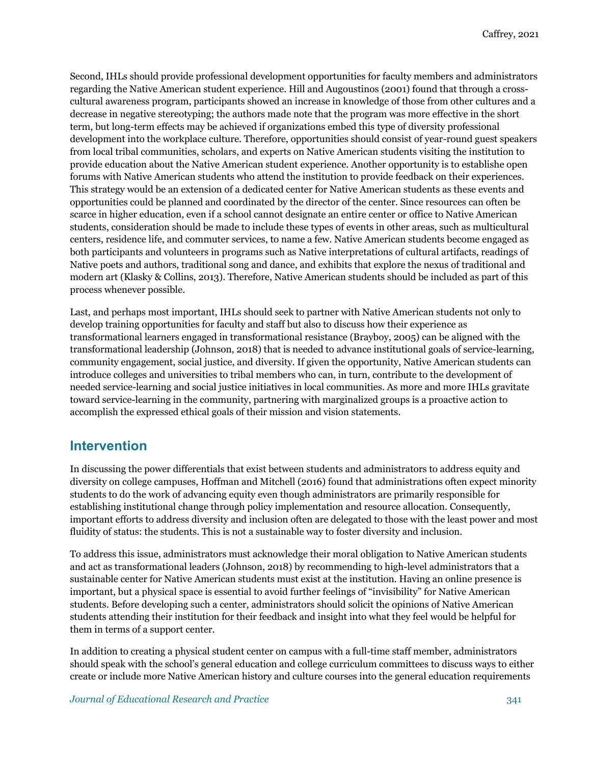Second, IHLs should provide professional development opportunities for faculty members and administrators regarding the Native American student experience. Hill and Augoustinos (2001) found that through a cross-cultural awareness program, participants showed an increase in knowledge of those from other cultures and a decrease in negative stereotyping; the authors made note that the program was more effective in the short term, but long-term effects may be achieved if organizations embed this type of diversity professional development into the workplace culture. Therefore, opportunities should consist of year-round guest speakers from local tribal communities, scholars, and experts on Native American students visiting the institution to provide education about the Native American student experience. Another opportunity is to establishe open forums with Native American students who attend the institution to provide feedback on their experiences. This strategy would be an extension of a dedicated center for Native American students as these events and opportunities could be planned and coordinated by the director of the center. Since resources can often be scarce in higher education, even if a school cannot designate an entire center or office to Native American students, consideration should be made to include these types of events in other areas, such as multicultural centers, residence life, and commuter services, to name a few. Native American students become engaged as both participants and volunteers in programs such as Native interpretations of cultural artifacts, readings of Native poets and authors, traditional song and dance, and exhibits that explore the nexus of traditional and modern art (Klasky & Collins, 2013). Therefore, Native American students should be included as part of this process whenever possible.

Last, and perhaps most important, IHLs should seek to partner with Native American students not only to develop training opportunities for faculty and staff but also to discuss how their experience as transformational learners engaged in transformational resistance (Brayboy, 2005) can be aligned with the transformational leadership (Johnson, 2018) that is needed to advance institutional goals of service-learning, community engagement, social justice, and diversity. If given the opportunity, Native American students can introduce colleges and universities to tribal members who can, in turn, contribute to the development of needed service-learning and social justice initiatives in local communities. As more and more IHLs gravitate toward service-learning in the community, partnering with marginalized groups is a proactive action to accomplish the expressed ethical goals of their mission and vision statements.

## Intervention

In discussing the power differentials that exist between students and administrators to address equity and diversity on college campuses, Hoffman and Mitchell (2016) found that administrations often expect minority students to do the work of advancing equity even though administrators are primarily responsible for establishing institutional change through policy implementation and resource allocation. Consequently, important efforts to address diversity and inclusion often are delegated to those with the least power and most fluidity of status: the students. This is not a sustainable way to foster diversity and inclusion.

To address this issue, administrators must acknowledge their moral obligation to Native American students and act as transformational leaders (Johnson, 2018) by recommending to high-level administrators that a sustainable center for Native American students must exist at the institution. Having an online presence is important, but a physical space is essential to avoid further feelings of "invisibility" for Native American students. Before developing such a center, administrators should solicit the opinions of Native American students attending their institution for their feedback and insight into what they feel would be helpful for them in terms of a support center.

In addition to creating a physical student center on campus with a full-time staff member, administrators should speak with the school's general education and college curriculum committees to discuss ways to either create or include more Native American history and culture courses into the general education requirements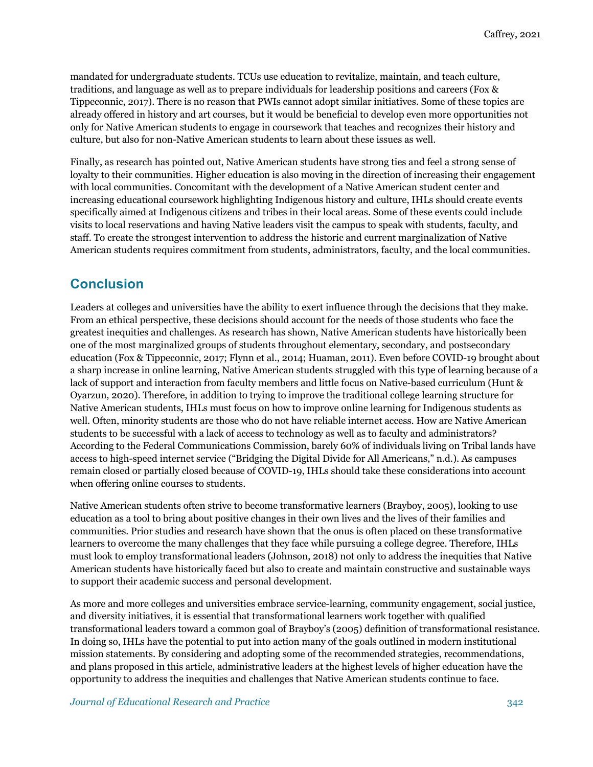mandated for undergraduate students. TCUs use education to revitalize, maintain, and teach culture, traditions, and language as well as to prepare individuals for leadership positions and careers (Fox & Tippeconnic, 2017). There is no reason that PWIs cannot adopt similar initiatives. Some of these topics are already offered in history and art courses, but it would be beneficial to develop even more opportunities not only for Native American students to engage in coursework that teaches and recognizes their history and culture, but also for non-Native American students to learn about these issues as well.

Finally, as research has pointed out, Native American students have strong ties and feel a strong sense of loyalty to their communities. Higher education is also moving in the direction of increasing their engagement with local communities. Concomitant with the development of a Native American student center and increasing educational coursework highlighting Indigenous history and culture, IHLs should create events specifically aimed at Indigenous citizens and tribes in their local areas. Some of these events could include visits to local reservations and having Native leaders visit the campus to speak with students, faculty, and staff. To create the strongest intervention to address the historic and current marginalization of Native American students requires commitment from students, administrators, faculty, and the local communities.

## Conclusion

Leaders at colleges and universities have the ability to exert influence through the decisions that they make. From an ethical perspective, these decisions should account for the needs of those students who face the greatest inequities and challenges. As research has shown, Native American students have historically been one of the most marginalized groups of students throughout elementary, secondary, and postsecondary education (Fox & Tippeconnic, 2017; Flynn et al., 2014; Huaman, 2011). Even before COVID-19 brought about a sharp increase in online learning, Native American students struggled with this type of learning because of a lack of support and interaction from faculty members and little focus on Native-based curriculum (Hunt & Oyarzun, 2020). Therefore, in addition to trying to improve the traditional college learning structure for Native American students, IHLs must focus on how to improve online learning for Indigenous students as well. Often, minority students are those who do not have reliable internet access. How are Native American students to be successful with a lack of access to technology as well as to faculty and administrators? According to the Federal Communications Commission, barely 60% of individuals living on Tribal lands have access to high-speed internet service ("Bridging the Digital Divide for All Americans," n.d.). As campuses remain closed or partially closed because of COVID-19, IHLs should take these considerations into account when offering online courses to students.

Native American students often strive to become transformative learners (Brayboy, 2005), looking to use education as a tool to bring about positive changes in their own lives and the lives of their families and communities. Prior studies and research have shown that the onus is often placed on these transformative learners to overcome the many challenges that they face while pursuing a college degree. Therefore, IHLs must look to employ transformational leaders (Johnson, 2018) not only to address the inequities that Native American students have historically faced but also to create and maintain constructive and sustainable ways to support their academic success and personal development.

As more and more colleges and universities embrace service-learning, community engagement, social justice, and diversity initiatives, it is essential that transformational learners work together with qualified transformational leaders toward a common goal of Brayboy's (2005) definition of transformational resistance. In doing so, IHLs have the potential to put into action many of the goals outlined in modern institutional mission statements. By considering and adopting some of the recommended strategies, recommendations, and plans proposed in this article, administrative leaders at the highest levels of higher education have the opportunity to address the inequities and challenges that Native American students continue to face.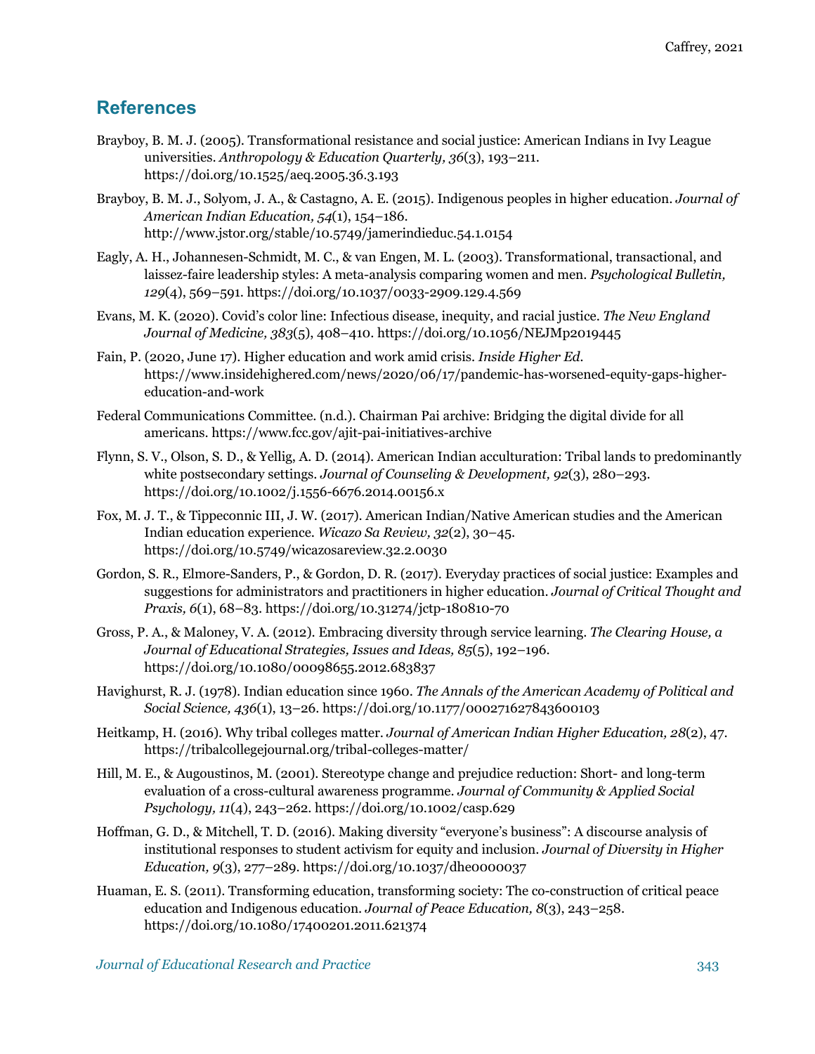## References

Brayboy, B. M. J. (2005). Transformational resistance and social justice: American Indians in Ivy League universities. *Anthropology & Education Quarterly, 36*(3), 193–211. https://doi.org/10.1525/aeq.2005.36.3.193

Brayboy, B. M. J., Solyom, J. A., & Castagno, A. E. (2015). Indigenous peoples in higher education. *Journal of American Indian Education, 54*(1), 154–186. http://www.jstor.org/stable/10.5749/jamerindieduc.54.1.0154

Eagly, A. H., Johannesen-Schmidt, M. C., & van Engen, M. L. (2003). Transformational, transactional, and laissez-faire leadership styles: A meta-analysis comparing women and men. *Psychological Bulletin, 129*(4), 569–591. https://doi.org/10.1037/0033-2909.129.4.569

Evans, M. K. (2020). Covid's color line: Infectious disease, inequity, and racial justice. *The New England Journal of Medicine, 383*(5), 408–410. https://doi.org/10.1056/NEJMp2019445

Fain, P. (2020, June 17). Higher education and work amid crisis. *Inside Higher Ed*. https://www.insidehighered.com/news/2020/06/17/pandemic-has-worsened-equity-gaps-higher-education-and-work

Federal Communications Committee. (n.d.). Chairman Pai archive: Bridging the digital divide for all americans. https://www.fcc.gov/ajit-pai-initiatives-archive

Flynn, S. V., Olson, S. D., & Yellig, A. D. (2014). American Indian acculturation: Tribal lands to predominantly white postsecondary settings. *Journal of Counseling & Development, 92*(3), 280–293. https://doi.org/10.1002/j.1556-6676.2014.00156.x

Fox, M. J. T., & Tippeconnic III, J. W. (2017). American Indian/Native American studies and the American Indian education experience. *Wicazo Sa Review, 32*(2), 30–45. https://doi.org/10.5749/wicazosareview.32.2.0030

Gordon, S. R., Elmore-Sanders, P., & Gordon, D. R. (2017). Everyday practices of social justice: Examples and suggestions for administrators and practitioners in higher education. *Journal of Critical Thought and Praxis, 6*(1), 68–83. https://doi.org/10.31274/jctp-180810-70

Gross, P. A., & Maloney, V. A. (2012). Embracing diversity through service learning. *The Clearing House, a Journal of Educational Strategies, Issues and Ideas, 85*(5), 192–196. https://doi.org/10.1080/00098655.2012.683837

Havighurst, R. J. (1978). Indian education since 1960. *The Annals of the American Academy of Political and Social Science, 436*(1), 13–26. https://doi.org/10.1177/000271627843600103

Heitkamp, H. (2016). Why tribal colleges matter. *Journal of American Indian Higher Education, 28*(2), 47. https://tribalcollegejournal.org/tribal-colleges-matter/

Hill, M. E., & Augoustinos, M. (2001). Stereotype change and prejudice reduction: Short- and long-term evaluation of a cross-cultural awareness programme. *Journal of Community & Applied Social Psychology, 11*(4), 243–262. https://doi.org/10.1002/casp.629

Hoffman, G. D., & Mitchell, T. D. (2016). Making diversity "everyone's business": A discourse analysis of institutional responses to student activism for equity and inclusion. *Journal of Diversity in Higher Education, 9*(3), 277–289. https://doi.org/10.1037/dhe0000037

Huaman, E. S. (2011). Transforming education, transforming society: The co-construction of critical peace education and Indigenous education. *Journal of Peace Education, 8*(3), 243–258. https://doi.org/10.1080/17400201.2011.621374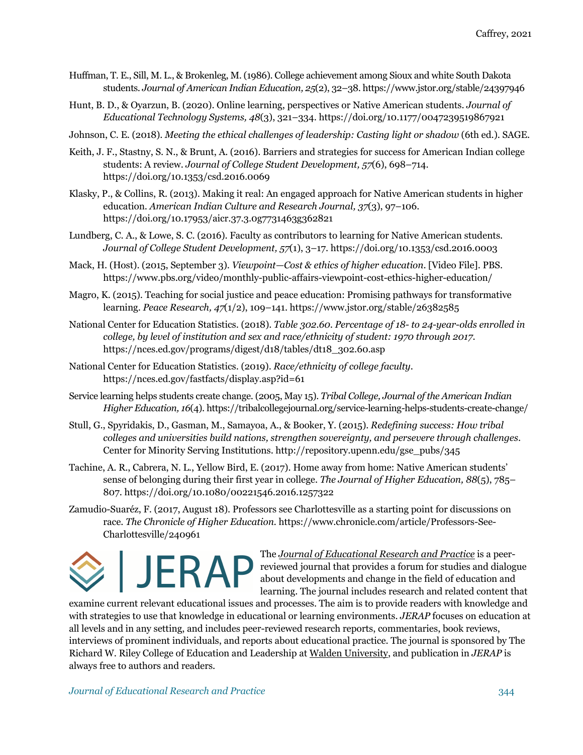Huffman, T. E., Sill, M. L., & Brokenleg, M. (1986). College achievement among Sioux and white South Dakota students. *Journal of American Indian Education, 25*(2), 32–38. https://www.jstor.org/stable/24397946

Hunt, B. D., & Oyarzun, B. (2020). Online learning, perspectives or Native American students. *Journal of Educational Technology Systems, 48*(3), 321–334. https://doi.org/10.1177/0047239519867921

Johnson, C. E. (2018). *Meeting the ethical challenges of leadership: Casting light or shadow* (6th ed.). SAGE.

Keith, J. F., Stastny, S. N., & Brunt, A. (2016). Barriers and strategies for success for American Indian college students: A review. *Journal of College Student Development, 57*(6), 698–714. https://doi.org/10.1353/csd.2016.0069

Klasky, P., & Collins, R. (2013). Making it real: An engaged approach for Native American students in higher education. *American Indian Culture and Research Journal, 37*(3), 97–106. https://doi.org/10.17953/aicr.37.3.0g7731463g362821

Lundberg, C. A., & Lowe, S. C. (2016). Faculty as contributors to learning for Native American students. *Journal of College Student Development, 57*(1), 3–17. https://doi.org/10.1353/csd.2016.0003

Mack, H. (Host). (2015, September 3). *Viewpoint—Cost & ethics of higher education*. [Video File]. PBS. https://www.pbs.org/video/monthly-public-affairs-viewpoint-cost-ethics-higher-education/

Magro, K. (2015). Teaching for social justice and peace education: Promising pathways for transformative learning. *Peace Research, 47*(1/2), 109–141. https://www.jstor.org/stable/26382585

National Center for Education Statistics. (2018). *Table 302.60. Percentage of 18- to 24-year-olds enrolled in college, by level of institution and sex and race/ethnicity of student: 1970 through 2017.* https://nces.ed.gov/programs/digest/d18/tables/dt18_302.60.asp

National Center for Education Statistics. (2019). *Race/ethnicity of college faculty*. https://nces.ed.gov/fastfacts/display.asp?id=61

Service learning helps students create change. (2005, May 15). *Tribal College, Journal of the American Indian Higher Education, 16*(4). https://tribalcollegejournal.org/service-learning-helps-students-create-change/

Stull, G., Spyridakis, D., Gasman, M., Samayoa, A., & Booker, Y. (2015). *Redefining success: How tribal colleges and universities build nations, strengthen sovereignty, and persevere through challenges*. Center for Minority Serving Institutions. http://repository.upenn.edu/gse_pubs/345

Tachine, A. R., Cabrera, N. L., Yellow Bird, E. (2017). Home away from home: Native American students' sense of belonging during their first year in college. *The Journal of Higher Education, 88*(5), 785–807. https://doi.org/10.1080/00221546.2016.1257322

Zamudio-Suaréz, F. (2017, August 18). Professors see Charlottesville as a starting point for discussions on race. *The Chronicle of Higher Education*. https://www.chronicle.com/article/Professors-See-Charlottesville/240961

The *Journal of Educational Research and Practice* is a peer-reviewed journal that provides a forum for studies and dialogue about developments and change in the field of education and learning. The journal includes research and related content that examine current relevant educational issues and processes. The aim is to provide readers with knowledge and with strategies to use that knowledge in educational or learning environments. *JERAP* focuses on education at all levels and in any setting, and includes peer-reviewed research reports, commentaries, book reviews, interviews of prominent individuals, and reports about educational practice. The journal is sponsored by The Richard W. Riley College of Education and Leadership at Walden University, and publication in *JERAP* is always free to authors and readers.